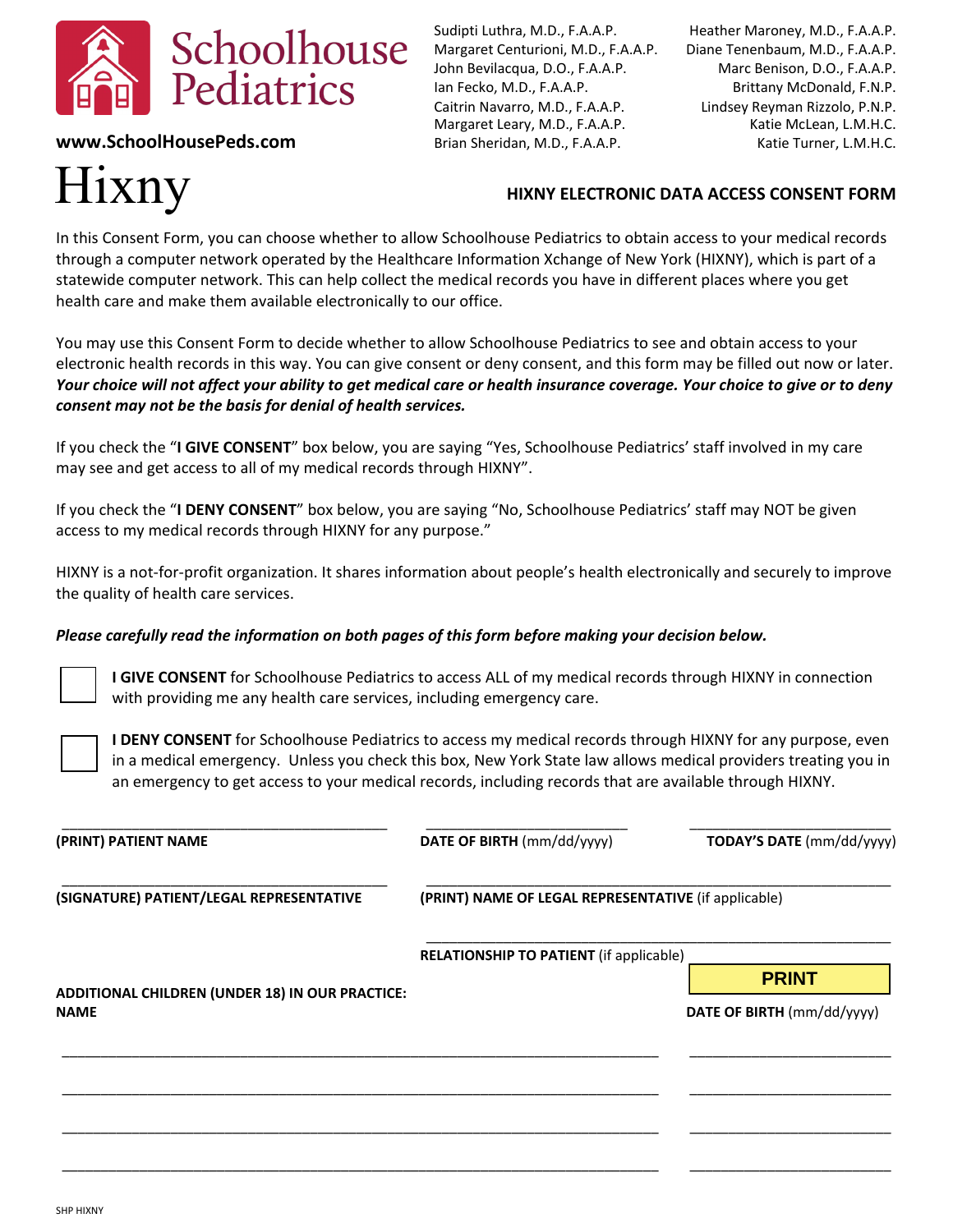# Schoolhouse Pediatrics

**www.SchoolHousePeds.com**

Sudipti Luthra, M.D., F.A.A.P.
Margaret Centurioni, M.D., F.A.A.P.
John Bevilacqua, D.O., F.A.A.P.
Ian Fecko, M.D., F.A.A.P.
Caitrin Navarro, M.D., F.A.A.P.
Margaret Leary, M.D., F.A.A.P.
Brian Sheridan, M.D., F.A.A.P.

Heather Maroney, M.D., F.A.A.P.
Diane Tenenbaum, M.D., F.A.A.P.
Marc Benison, D.O., F.A.A.P.
Brittany McDonald, F.N.P.
Lindsey Reyman Rizzolo, P.N.P.
Katie McLean, L.M.H.C.
Katie Turner, L.M.H.C.

# Hixny

## HIXNY ELECTRONIC DATA ACCESS CONSENT FORM

In this Consent Form, you can choose whether to allow Schoolhouse Pediatrics to obtain access to your medical records through a computer network operated by the Healthcare Information Xchange of New York (HIXNY), which is part of a statewide computer network. This can help collect the medical records you have in different places where you get health care and make them available electronically to our office.

You may use this Consent Form to decide whether to allow Schoolhouse Pediatrics to see and obtain access to your electronic health records in this way. You can give consent or deny consent, and this form may be filled out now or later. ***Your choice will not affect your ability to get medical care or health insurance coverage. Your choice to give or to deny consent may not be the basis for denial of health services.***

If you check the "**I GIVE CONSENT**" box below, you are saying "Yes, Schoolhouse Pediatrics' staff involved in my care may see and get access to all of my medical records through HIXNY".

If you check the "**I DENY CONSENT**" box below, you are saying "No, Schoolhouse Pediatrics' staff may NOT be given access to my medical records through HIXNY for any purpose."

HIXNY is a not-for-profit organization. It shares information about people's health electronically and securely to improve the quality of health care services.

***Please carefully read the information on both pages of this form before making your decision below.***

☐ **I GIVE CONSENT** for Schoolhouse Pediatrics to access ALL of my medical records through HIXNY in connection with providing me any health care services, including emergency care.

☐ **I DENY CONSENT** for Schoolhouse Pediatrics to access my medical records through HIXNY for any purpose, even in a medical emergency. Unless you check this box, New York State law allows medical providers treating you in an emergency to get access to your medical records, including records that are available through HIXNY.

_______________________________ **(PRINT) PATIENT NAME**

_______________________________ **DATE OF BIRTH** (mm/dd/yyyy)

_______________________________ **TODAY'S DATE** (mm/dd/yyyy)

_______________________________ **(SIGNATURE) PATIENT/LEGAL REPRESENTATIVE**

_______________________________ **(PRINT) NAME OF LEGAL REPRESENTATIVE** (if applicable)

_______________________________ **RELATIONSHIP TO PATIENT** (if applicable)

PRINT

**ADDITIONAL CHILDREN (UNDER 18) IN OUR PRACTICE:**

| **NAME** | **DATE OF BIRTH** (mm/dd/yyyy) |
| --- | --- |
| | |
| | |
| | |
| | |

SHP HIXNY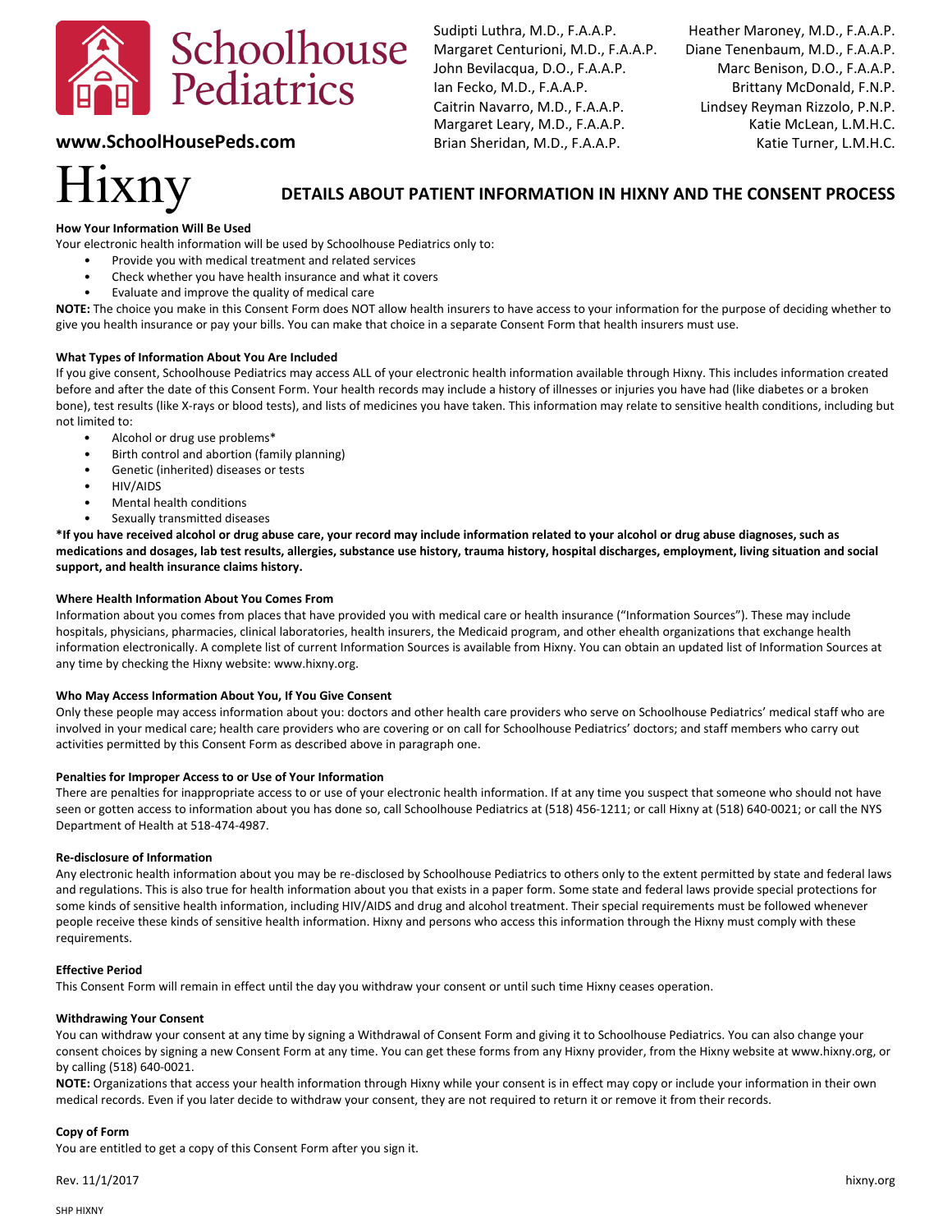# Schoolhouse Pediatrics

Sudipti Luthra, M.D., F.A.A.P.
Margaret Centurioni, M.D., F.A.A.P.
John Bevilacqua, D.O., F.A.A.P.
Ian Fecko, M.D., F.A.A.P.
Caitrin Navarro, M.D., F.A.A.P.
Margaret Leary, M.D., F.A.A.P.
Brian Sheridan, M.D., F.A.A.P.

Heather Maroney, M.D., F.A.A.P.
Diane Tenenbaum, M.D., F.A.A.P.
Marc Benison, D.O., F.A.A.P.
Brittany McDonald, F.N.P.
Lindsey Reyman Rizzolo, P.N.P.
Katie McLean, L.M.H.C.
Katie Turner, L.M.H.C.

**www.SchoolHousePeds.com**

Hixny

## DETAILS ABOUT PATIENT INFORMATION IN HIXNY AND THE CONSENT PROCESS

**How Your Information Will Be Used**

Your electronic health information will be used by Schoolhouse Pediatrics only to:

- Provide you with medical treatment and related services
- Check whether you have health insurance and what it covers
- Evaluate and improve the quality of medical care

**NOTE:** The choice you make in this Consent Form does NOT allow health insurers to have access to your information for the purpose of deciding whether to give you health insurance or pay your bills. You can make that choice in a separate Consent Form that health insurers must use.

**What Types of Information About You Are Included**

If you give consent, Schoolhouse Pediatrics may access ALL of your electronic health information available through Hixny. This includes information created before and after the date of this Consent Form. Your health records may include a history of illnesses or injuries you have had (like diabetes or a broken bone), test results (like X-rays or blood tests), and lists of medicines you have taken. This information may relate to sensitive health conditions, including but not limited to:

- Alcohol or drug use problems*
- Birth control and abortion (family planning)
- Genetic (inherited) diseases or tests
- HIV/AIDS
- Mental health conditions
- Sexually transmitted diseases

**\*If you have received alcohol or drug abuse care, your record may include information related to your alcohol or drug abuse diagnoses, such as medications and dosages, lab test results, allergies, substance use history, trauma history, hospital discharges, employment, living situation and social support, and health insurance claims history.**

**Where Health Information About You Comes From**

Information about you comes from places that have provided you with medical care or health insurance ("Information Sources"). These may include hospitals, physicians, pharmacies, clinical laboratories, health insurers, the Medicaid program, and other ehealth organizations that exchange health information electronically. A complete list of current Information Sources is available from Hixny. You can obtain an updated list of Information Sources at any time by checking the Hixny website: www.hixny.org.

**Who May Access Information About You, If You Give Consent**

Only these people may access information about you: doctors and other health care providers who serve on Schoolhouse Pediatrics' medical staff who are involved in your medical care; health care providers who are covering or on call for Schoolhouse Pediatrics' doctors; and staff members who carry out activities permitted by this Consent Form as described above in paragraph one.

**Penalties for Improper Access to or Use of Your Information**

There are penalties for inappropriate access to or use of your electronic health information. If at any time you suspect that someone who should not have seen or gotten access to information about you has done so, call Schoolhouse Pediatrics at (518) 456-1211; or call Hixny at (518) 640-0021; or call the NYS Department of Health at 518-474-4987.

**Re-disclosure of Information**

Any electronic health information about you may be re-disclosed by Schoolhouse Pediatrics to others only to the extent permitted by state and federal laws and regulations. This is also true for health information about you that exists in a paper form. Some state and federal laws provide special protections for some kinds of sensitive health information, including HIV/AIDS and drug and alcohol treatment. Their special requirements must be followed whenever people receive these kinds of sensitive health information. Hixny and persons who access this information through the Hixny must comply with these requirements.

**Effective Period**

This Consent Form will remain in effect until the day you withdraw your consent or until such time Hixny ceases operation.

**Withdrawing Your Consent**

You can withdraw your consent at any time by signing a Withdrawal of Consent Form and giving it to Schoolhouse Pediatrics. You can also change your consent choices by signing a new Consent Form at any time. You can get these forms from any Hixny provider, from the Hixny website at www.hixny.org, or by calling (518) 640-0021.

**NOTE:** Organizations that access your health information through Hixny while your consent is in effect may copy or include your information in their own medical records. Even if you later decide to withdraw your consent, they are not required to return it or remove it from their records.

**Copy of Form**

You are entitled to get a copy of this Consent Form after you sign it.

Rev. 11/1/2017

hixny.org

SHP HIXNY